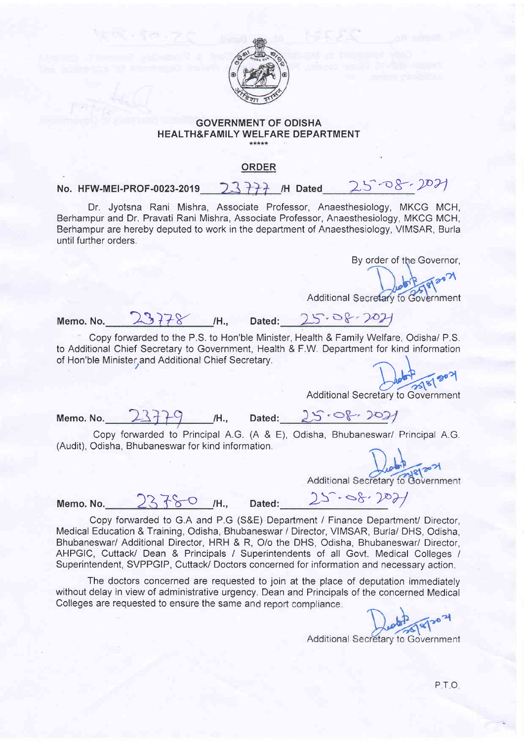**GOVERNMENT OF ODISHA**
**HEALTH&FAMILY WELFARE DEPARTMENT**

\*\*\*\*\*

## ORDER

**No. HFW-MEI-PROF-0023-2019 23777 /H Dated 25-08-2021**

Dr. Jyotsna Rani Mishra, Associate Professor, Anaesthesiology, MKCG MCH, Berhampur and Dr. Pravati Rani Mishra, Associate Professor, Anaesthesiology, MKCG MCH, Berhampur are hereby deputed to work in the department of Anaesthesiology, VIMSAR, Burla until further orders.

By order of the Governor,

25/8/2021

Additional Secretary to Government

Memo. No. 23778 /H., Dated: 25-08-2021

Copy forwarded to the P.S. to Hon'ble Minister, Health & Family Welfare, Odisha/ P.S. to Additional Chief Secretary to Government, Health & F.W. Department for kind information of Hon'ble Minister and Additional Chief Secretary.

25/8/2021

Additional Secretary to Government

Memo. No. 23779 /H., Dated: 25-08-2021

Copy forwarded to Principal A.G. (A & E), Odisha, Bhubaneswar/ Principal A.G. (Audit), Odisha, Bhubaneswar for kind information.

25/8/2021

Additional Secretary to Government

Memo. No. 23780 /H., Dated: 25-08-2021

Copy forwarded to G.A and P.G (S&E) Department / Finance Department/ Director, Medical Education & Training, Odisha, Bhubaneswar / Director, VIMSAR, Burla/ DHS, Odisha, Bhubaneswar/ Additional Director, HRH & R, O/o the DHS, Odisha, Bhubaneswar/ Director, AHPGIC, Cuttack/ Dean & Principals / Superintendents of all Govt. Medical Colleges / Superintendent, SVPPGIP, Cuttack/ Doctors concerned for information and necessary action.

The doctors concerned are requested to join at the place of deputation immediately without delay in view of administrative urgency. Dean and Principals of the concerned Medical Colleges are requested to ensure the same and report compliance.

25/8/2021

Additional Secretary to Government

P.T.O.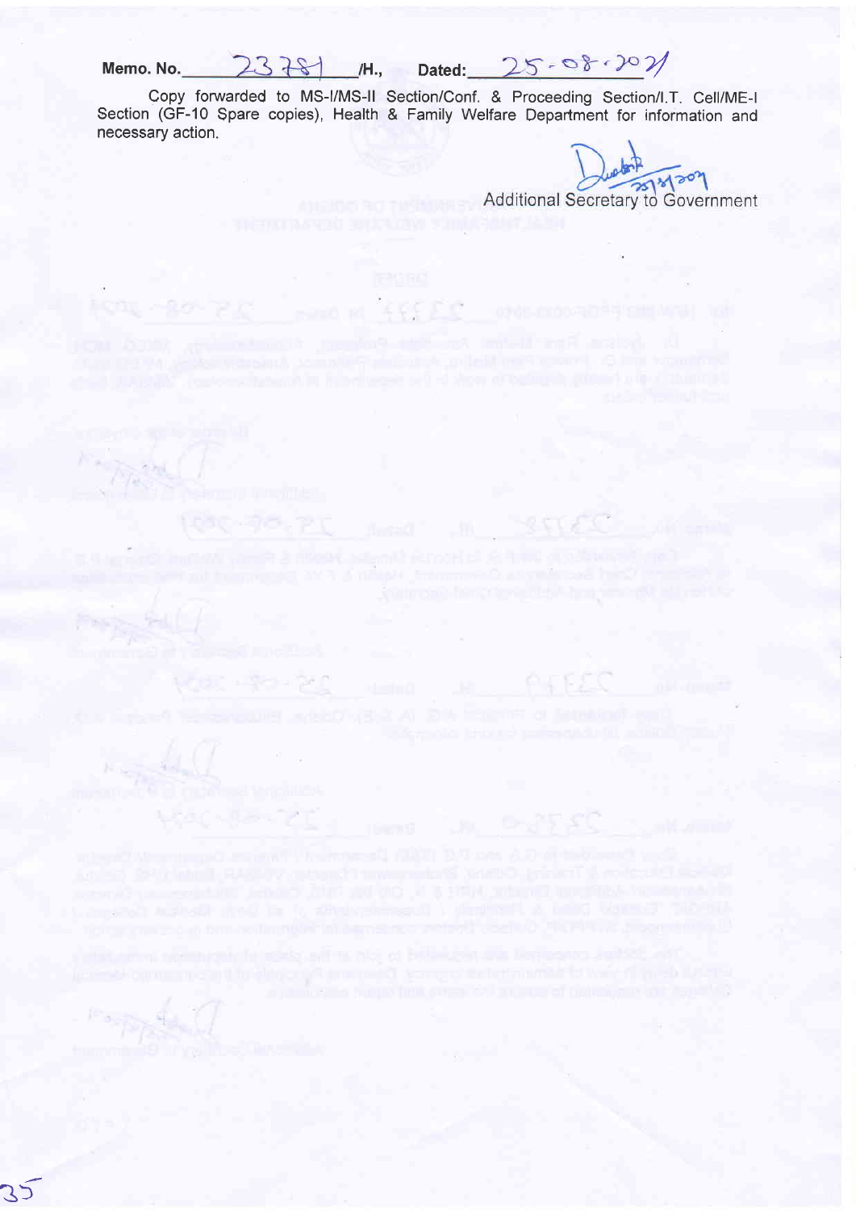**Memo. No.** 23781 **/H., Dated:** 25-08-2021

Copy forwarded to MS-I/MS-II Section/Conf. & Proceeding Section/I.T. Cell/ME-I Section (GF-10 Spare copies), Health & Family Welfare Department for information and necessary action.

25/8/2021

Additional Secretary to Government